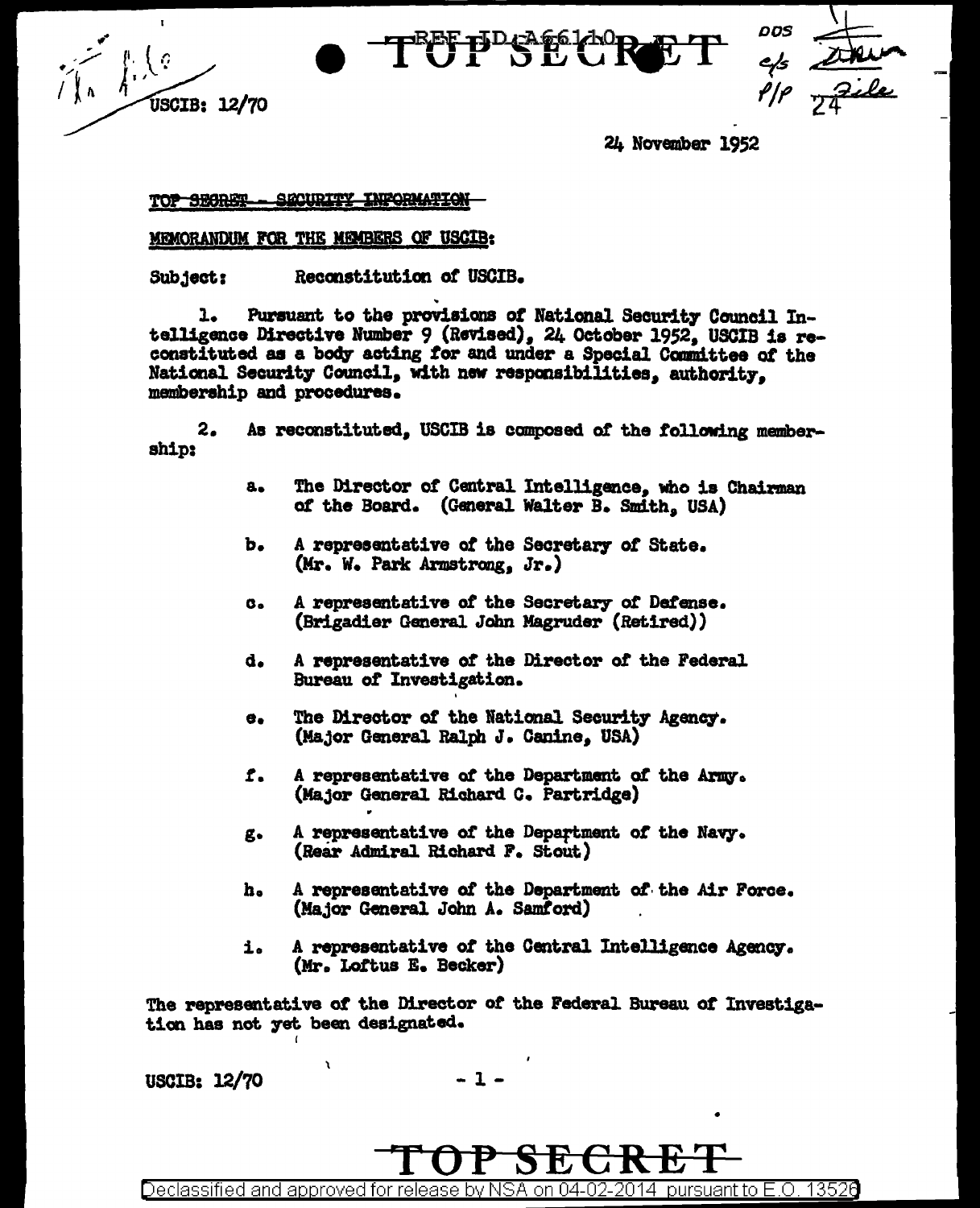USCIB: 12/70

24 November 1952

TOP SECRET - SECURITY INFORMATION

MEMORANDUM FOR THE MEMBERS OF USCIB:

Subject: Reconstitution of USCIB.

1. Pursuant to the provisions of National Security Council Intelligence Directive Number 9 (Revised), 24 October 1952, USCIB is reconstituted as a body acting for and under a Special Committee of the National Security Council, with new responsibilities, authority, membership and procedures.

2. As reconstituted, USCIB is composed of the following membership:

   a. The Director of Central Intelligence, who is Chairman of the Board. (General Walter B. Smith, USA)

   b. A representative of the Secretary of State. (Mr. W. Park Armstrong, Jr.)

   c. A representative of the Secretary of Defense. (Brigadier General John Magruder (Retired))

   d. A representative of the Director of the Federal Bureau of Investigation.

   e. The Director of the National Security Agency. (Major General Ralph J. Canine, USA)

   f. A representative of the Department of the Army. (Major General Richard C. Partridge)

   g. A representative of the Department of the Navy. (Rear Admiral Richard F. Stout)

   h. A representative of the Department of the Air Force. (Major General John A. Samford)

   i. A representative of the Central Intelligence Agency. (Mr. Loftus E. Becker)

The representative of the Director of the Federal Bureau of Investigation has not yet been designated.

USCIB: 12/70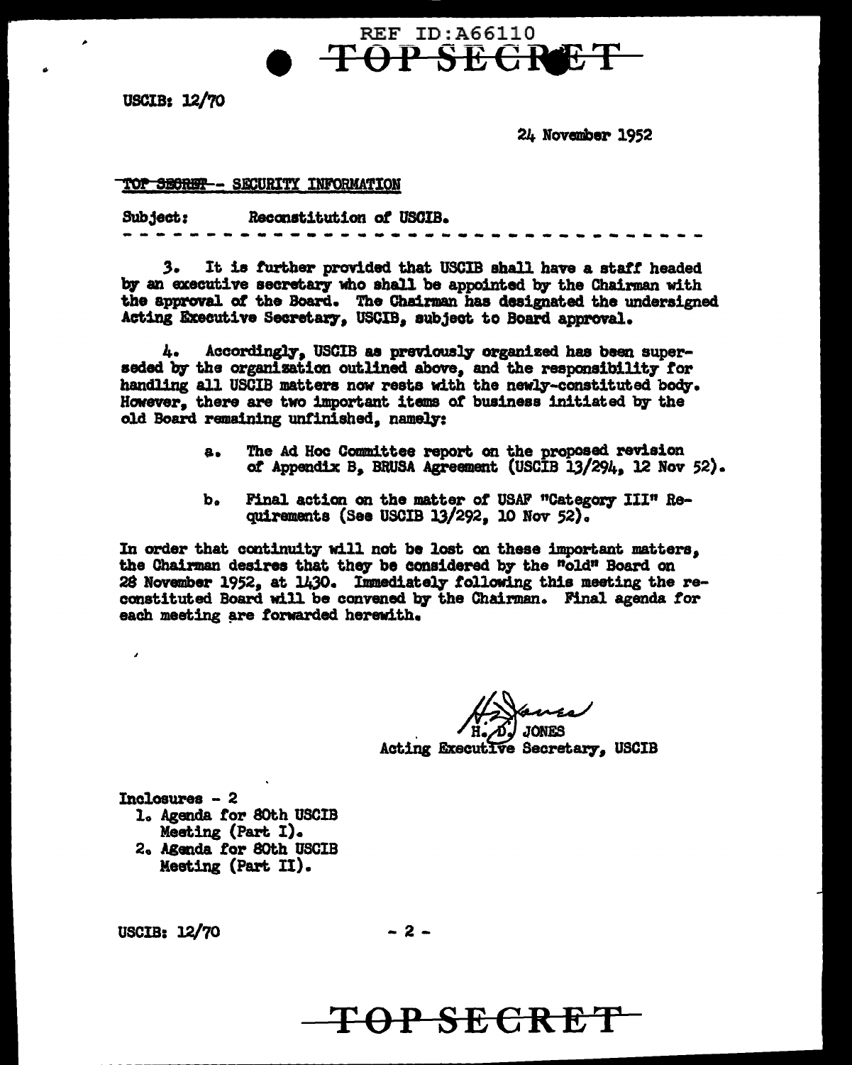USCIB: 12/70

24 November 1952

~~TOP SECRET~~ - SECURITY INFORMATION

Subject: Reconstitution of USCIB.

- - - - - - - - - - - - - - - - - - - - - - - - - - - - - - - - - - - -

3. It is further provided that USCIB shall have a staff headed by an executive secretary who shall be appointed by the Chairman with the approval of the Board. The Chairman has designated the undersigned Acting Executive Secretary, USCIB, subject to Board approval.

4. Accordingly, USCIB as previously organized has been superseded by the organization outlined above, and the responsibility for handling all USCIB matters now rests with the newly-constituted body. However, there are two important items of business initiated by the old Board remaining unfinished, namely:

a. The Ad Hoc Committee report on the proposed revision of Appendix B, BRUSA Agreement (USCIB 13/294, 12 Nov 52).

b. Final action on the matter of USAF "Category III" Requirements (See USCIB 13/292, 10 Nov 52).

In order that continuity will not be lost on these important matters, the Chairman desires that they be considered by the "old" Board on 28 November 1952, at 1430. Immediately following this meeting the reconstituted Board will be convened by the Chairman. Final agenda for each meeting are forwarded herewith.

H. D. JONES
Acting Executive Secretary, USCIB

Inclosures - 2
1. Agenda for 80th USCIB Meeting (Part I).
2. Agenda for 80th USCIB Meeting (Part II).

USCIB: 12/70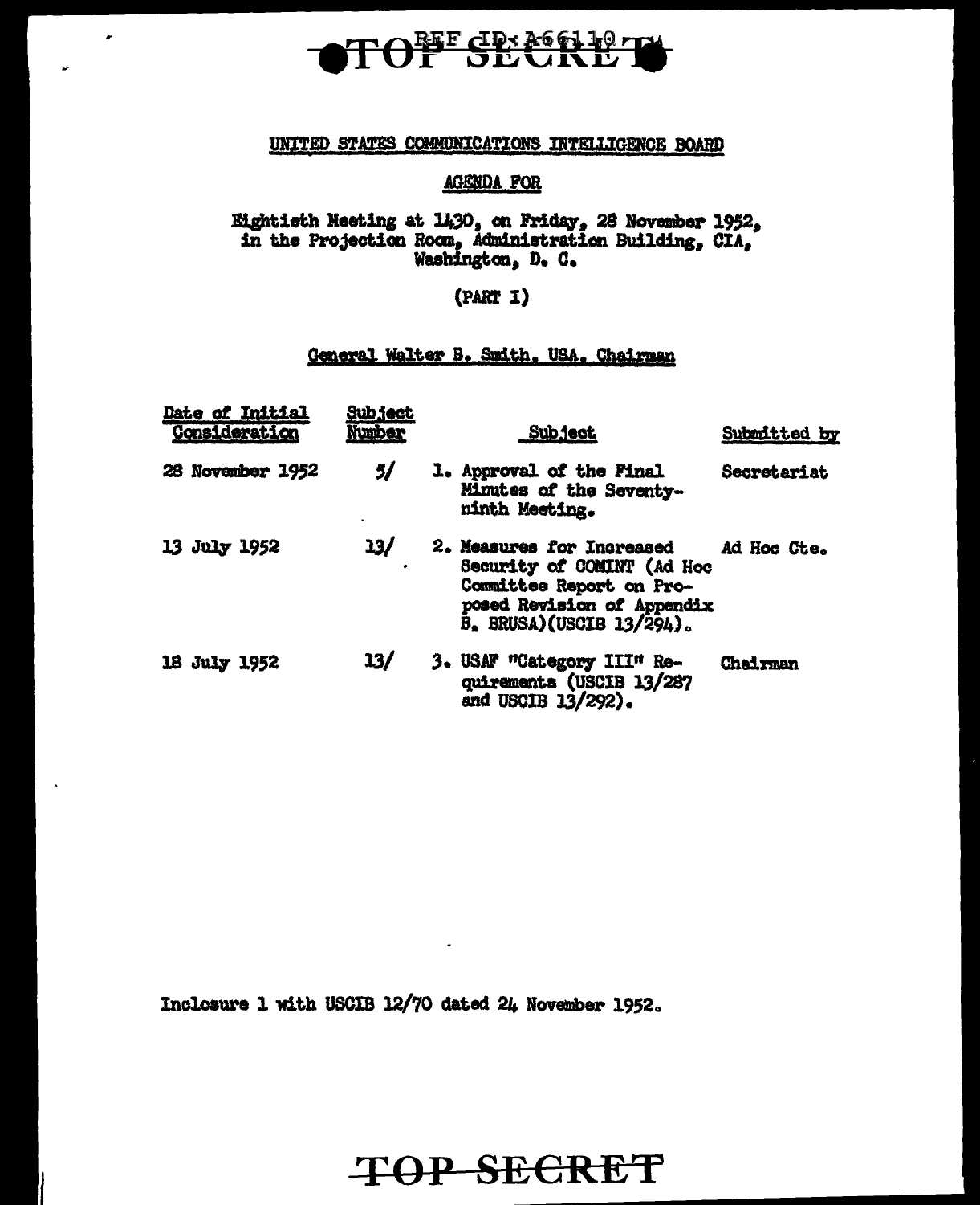TOP SECRET

REF ID:A66110

UNITED STATES COMMUNICATIONS INTELLIGENCE BOARD

AGENDA FOR

Eightieth Meeting at 1430, on Friday, 28 November 1952, in the Projection Room, Administration Building, CIA, Washington, D. C.

(PART I)

General Walter B. Smith, USA, Chairman

| Date of Initial Consideration | Subject Number | Subject | Submitted by |
|---|---|---|---|
| 28 November 1952 | 5/ | 1. Approval of the Final Minutes of the Seventy-ninth Meeting. | Secretariat |
| 13 July 1952 | 13/ | 2. Measures for Increased Security of COMINT (Ad Hoc Committee Report on Proposed Revision of Appendix B, BRUSA)(USCIB 13/294). | Ad Hoc Cte. |
| 18 July 1952 | 13/ | 3. USAF "Category III" Requirements (USCIB 13/287 and USCIB 13/292). | Chairman |

Inclosure 1 with USCIB 12/70 dated 24 November 1952.

TOP SECRET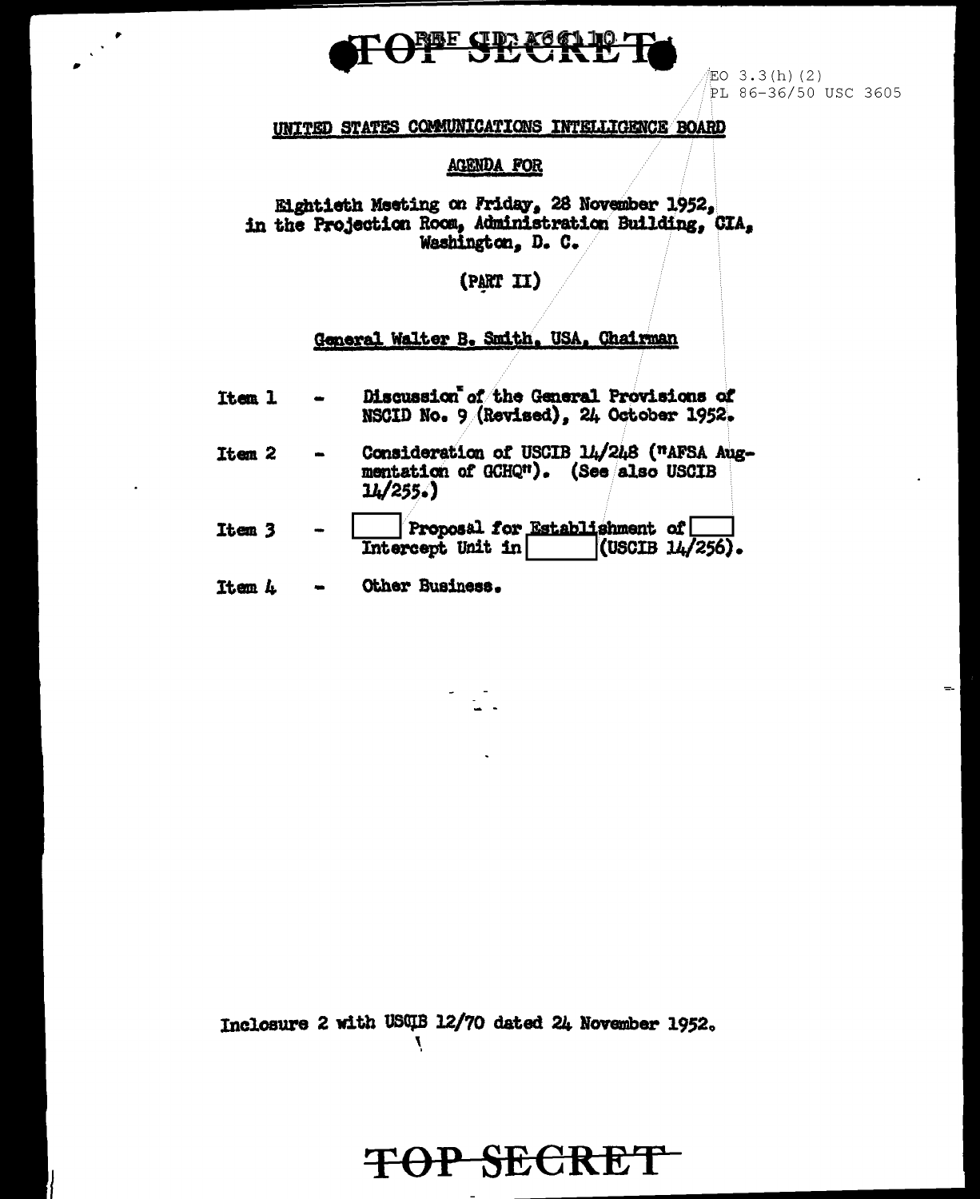TOP SECRET

REF ID: A66110

EO 3.3(h)(2)
PL 86-36/50 USC 3605

UNITED STATES COMMUNICATIONS INTELLIGENCE BOARD

AGENDA FOR

Eightieth Meeting on Friday, 28 November 1952, in the Projection Room, Administration Building, CIA, Washington, D. C.

(PART II)

General Walter B. Smith, USA, Chairman

Item 1 - Discussion of the General Provisions of NSCID No. 9 (Revised), 24 October 1952.

Item 2 - Consideration of USCIB 14/248 ("AFSA Augmentation of GCHQ"). (See also USCIB 14/255.)

Item 3 - [ ] Proposal for Establishment of [ ] Intercept Unit in [ ] (USCIB 14/256).

Item 4 - Other Business.

Inclosure 2 with USCIB 12/70 dated 24 November 1952.

TOP SECRET